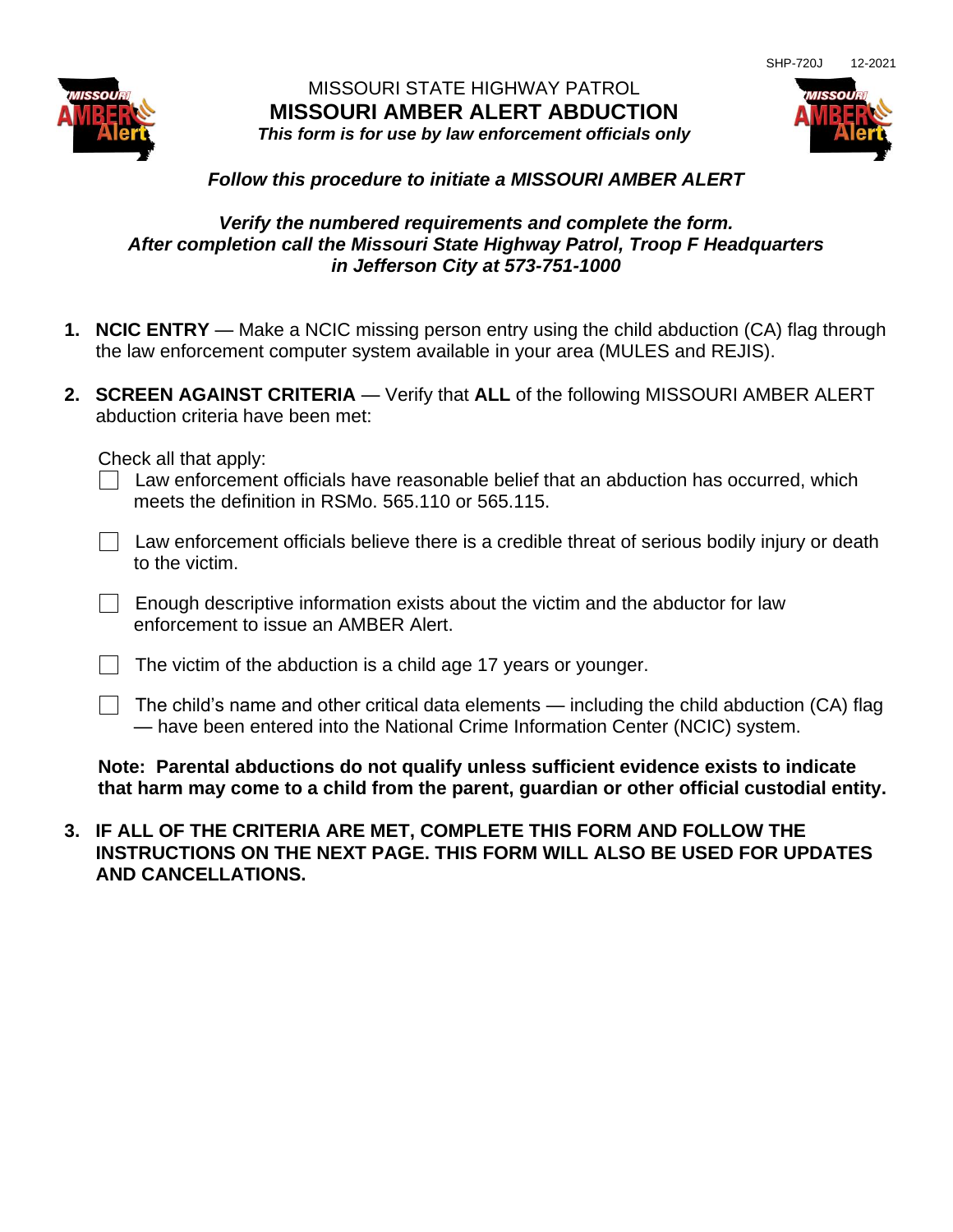SHP-720J 12-2021

MISSOURI STATE HIGHWAY PATROL

# MISSOURI AMBER ALERT ABDUCTION

***This form is for use by law enforcement officials only***

***Follow this procedure to initiate a MISSOURI AMBER ALERT***

***Verify the numbered requirements and complete the form.***
***After completion call the Missouri State Highway Patrol, Troop F Headquarters in Jefferson City at 573-751-1000***

1. **NCIC ENTRY** — Make a NCIC missing person entry using the child abduction (CA) flag through the law enforcement computer system available in your area (MULES and REJIS).

2. **SCREEN AGAINST CRITERIA** — Verify that **ALL** of the following MISSOURI AMBER ALERT abduction criteria have been met:

   Check all that apply:

   - ☐ Law enforcement officials have reasonable belief that an abduction has occurred, which meets the definition in RSMo. 565.110 or 565.115.
   - ☐ Law enforcement officials believe there is a credible threat of serious bodily injury or death to the victim.
   - ☐ Enough descriptive information exists about the victim and the abductor for law enforcement to issue an AMBER Alert.
   - ☐ The victim of the abduction is a child age 17 years or younger.
   - ☐ The child's name and other critical data elements — including the child abduction (CA) flag — have been entered into the National Crime Information Center (NCIC) system.

   **Note: Parental abductions do not qualify unless sufficient evidence exists to indicate that harm may come to a child from the parent, guardian or other official custodial entity.**

3. **IF ALL OF THE CRITERIA ARE MET, COMPLETE THIS FORM AND FOLLOW THE INSTRUCTIONS ON THE NEXT PAGE. THIS FORM WILL ALSO BE USED FOR UPDATES AND CANCELLATIONS.**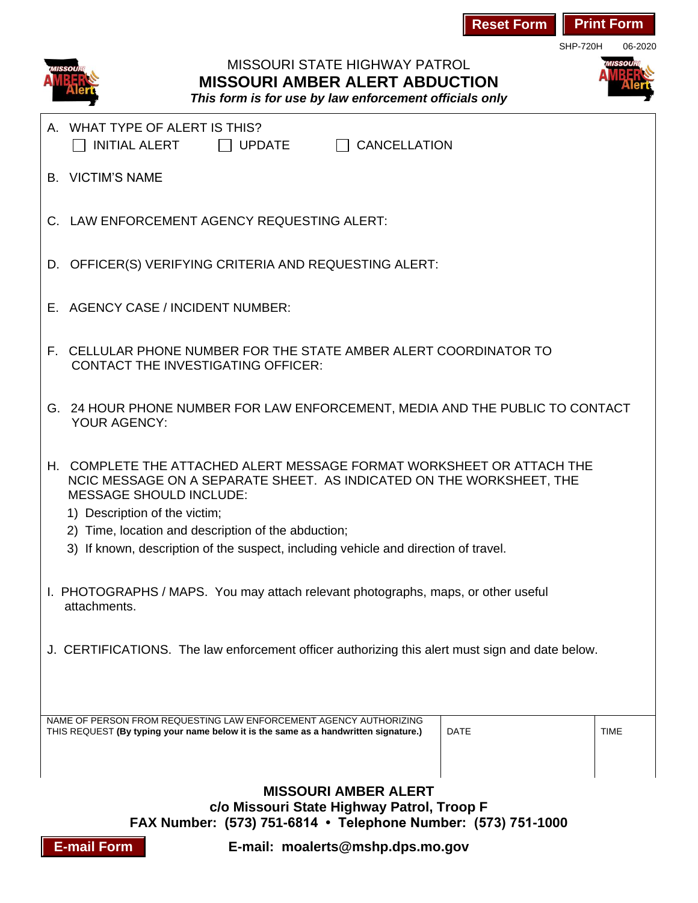Reset Form | Print Form

SHP-720H 06-2020

MISSOURI STATE HIGHWAY PATROL

# MISSOURI AMBER ALERT ABDUCTION

***This form is for use by law enforcement officials only***

A. WHAT TYPE OF ALERT IS THIS?

☐ INITIAL ALERT ☐ UPDATE ☐ CANCELLATION

B. VICTIM'S NAME

C. LAW ENFORCEMENT AGENCY REQUESTING ALERT:

D. OFFICER(S) VERIFYING CRITERIA AND REQUESTING ALERT:

E. AGENCY CASE / INCIDENT NUMBER:

F. CELLULAR PHONE NUMBER FOR THE STATE AMBER ALERT COORDINATOR TO CONTACT THE INVESTIGATING OFFICER:

G. 24 HOUR PHONE NUMBER FOR LAW ENFORCEMENT, MEDIA AND THE PUBLIC TO CONTACT YOUR AGENCY:

H. COMPLETE THE ATTACHED ALERT MESSAGE FORMAT WORKSHEET OR ATTACH THE NCIC MESSAGE ON A SEPARATE SHEET. AS INDICATED ON THE WORKSHEET, THE MESSAGE SHOULD INCLUDE:

1) Description of the victim;
2) Time, location and description of the abduction;
3) If known, description of the suspect, including vehicle and direction of travel.

I. PHOTOGRAPHS / MAPS. You may attach relevant photographs, maps, or other useful attachments.

J. CERTIFICATIONS. The law enforcement officer authorizing this alert must sign and date below.

| NAME OF PERSON FROM REQUESTING LAW ENFORCEMENT AGENCY AUTHORIZING THIS REQUEST **(By typing your name below it is the same as a handwritten signature.)** | DATE | TIME |
|---|---|---|
| | | |

**MISSOURI AMBER ALERT**
**c/o Missouri State Highway Patrol, Troop F**
**FAX Number: (573) 751-6814 • Telephone Number: (573) 751-1000**

E-mail Form

**E-mail: moalerts@mshp.dps.mo.gov**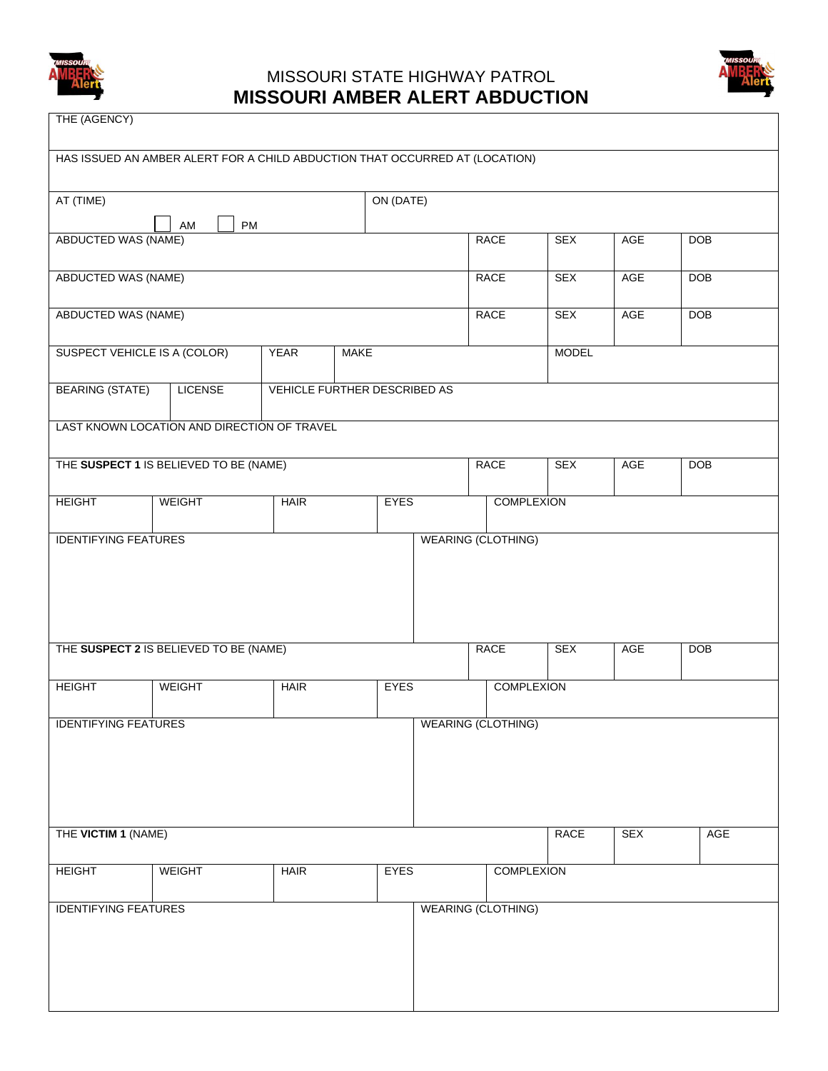MISSOURI STATE HIGHWAY PATROL

# MISSOURI AMBER ALERT ABDUCTION

| THE (AGENCY) | | | | | | | |
|---|---|---|---|---|---|---|---|
| HAS ISSUED AN AMBER ALERT FOR A CHILD ABDUCTION THAT OCCURRED AT (LOCATION) | | | | | | | |
| AT (TIME) ☐ AM ☐ PM | | | ON (DATE) | | | | |
| ABDUCTED WAS (NAME) | | | | RACE | SEX | AGE | DOB |
| ABDUCTED WAS (NAME) | | | | RACE | SEX | AGE | DOB |
| ABDUCTED WAS (NAME) | | | | RACE | SEX | AGE | DOB |
| SUSPECT VEHICLE IS A (COLOR) | | YEAR | MAKE | | MODEL | | |
| BEARING (STATE) | LICENSE | VEHICLE FURTHER DESCRIBED AS | | | | | |
| LAST KNOWN LOCATION AND DIRECTION OF TRAVEL | | | | | | | |
| THE **SUSPECT 1** IS BELIEVED TO BE (NAME) | | | | RACE | SEX | AGE | DOB |
| HEIGHT | WEIGHT | HAIR | EYES | COMPLEXION | | | |
| IDENTIFYING FEATURES | | | WEARING (CLOTHING) | | | | |
| THE **SUSPECT 2** IS BELIEVED TO BE (NAME) | | | | RACE | SEX | AGE | DOB |
| HEIGHT | WEIGHT | HAIR | EYES | COMPLEXION | | | |
| IDENTIFYING FEATURES | | | WEARING (CLOTHING) | | | | |
| THE **VICTIM 1** (NAME) | | | | | RACE | SEX | AGE |
| HEIGHT | WEIGHT | HAIR | EYES | COMPLEXION | | | |
| IDENTIFYING FEATURES | | | WEARING (CLOTHING) | | | | |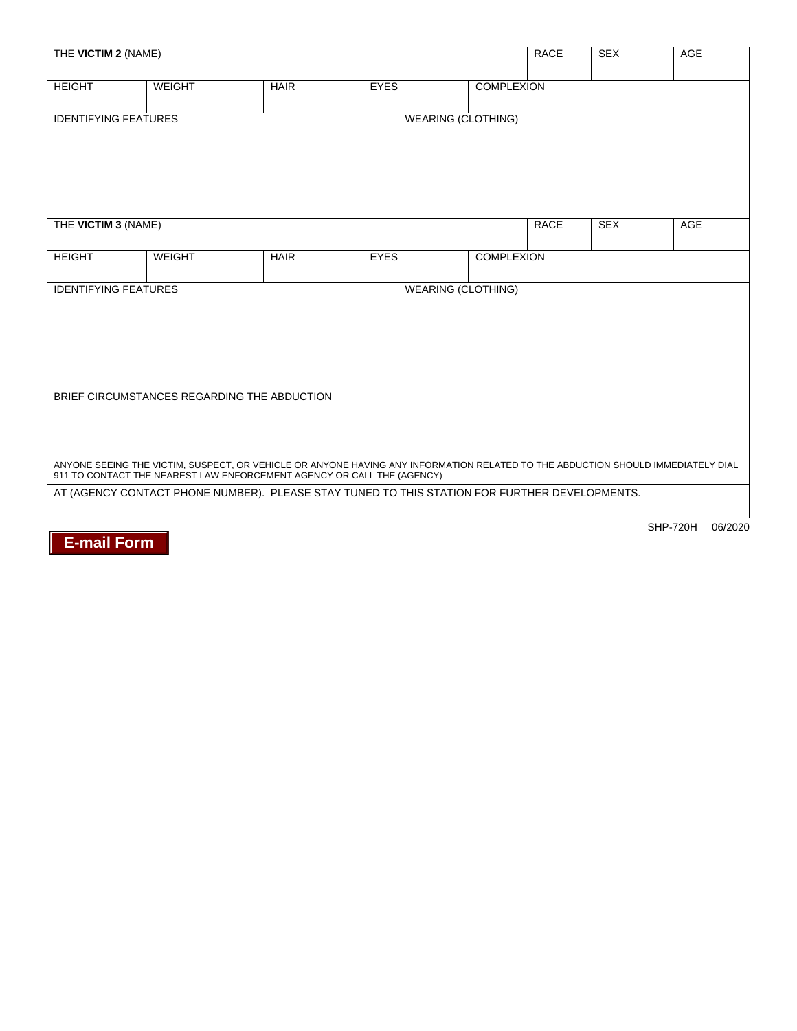| | | | | | | | |
|---|---|---|---|---|---|---|---|
| THE **VICTIM 2** (NAME) | | | | | RACE | SEX | AGE |
| HEIGHT | WEIGHT | HAIR | EYES | COMPLEXION | | | |
| IDENTIFYING FEATURES | | | | WEARING (CLOTHING) | | | |
| THE **VICTIM 3** (NAME) | | | | | RACE | SEX | AGE |
| HEIGHT | WEIGHT | HAIR | EYES | COMPLEXION | | | |
| IDENTIFYING FEATURES | | | | WEARING (CLOTHING) | | | |
| BRIEF CIRCUMSTANCES REGARDING THE ABDUCTION | | | | | | | |
| ANYONE SEEING THE VICTIM, SUSPECT, OR VEHICLE OR ANYONE HAVING ANY INFORMATION RELATED TO THE ABDUCTION SHOULD IMMEDIATELY DIAL 911 TO CONTACT THE NEAREST LAW ENFORCEMENT AGENCY OR CALL THE (AGENCY) | | | | | | | |
| AT (AGENCY CONTACT PHONE NUMBER). PLEASE STAY TUNED TO THIS STATION FOR FURTHER DEVELOPMENTS. | | | | | | | |

SHP-720H 06/2020

E-mail Form